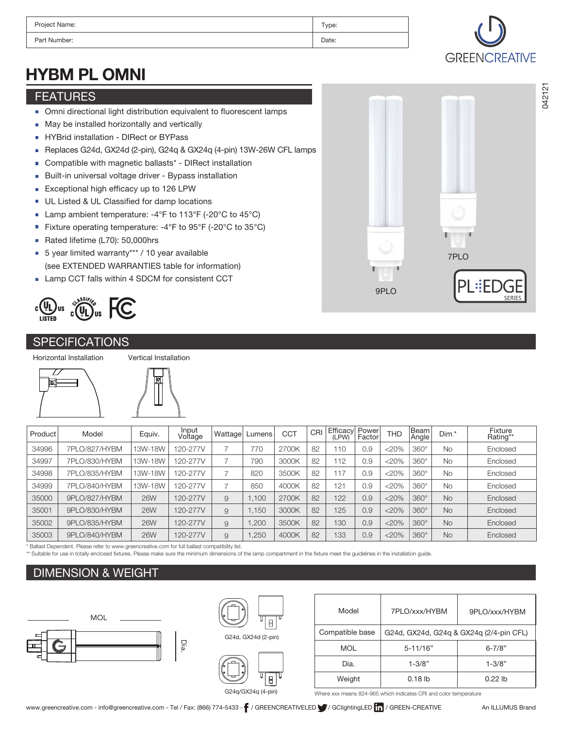| Project Name: | Type: |
|---|---|
| Part Number: | Date: |

GREENCREATIVE

042121

# HYBM PL OMNI

## FEATURES

- Omni directional light distribution equivalent to fluorescent lamps
- May be installed horizontally and vertically
- HYBrid installation - DIRect or BYPass
- Replaces G24d, GX24d (2-pin), G24q & GX24q (4-pin) 13W-26W CFL lamps
- Compatible with magnetic ballasts* - DIRect installation
- Built-in universal voltage driver - Bypass installation
- Exceptional high efficacy up to 126 LPW
- UL Listed & UL Classified for damp locations
- Lamp ambient temperature: -4°F to 113°F (-20°C to 45°C)
- Fixture operating temperature: -4°F to 95°F (-20°C to 35°C)
- Rated lifetime (L70): 50,000hrs
- 5 year limited warranty*** / 10 year available (see EXTENDED WARRANTIES table for information)
- Lamp CCT falls within 4 SDCM for consistent CCT

9PLO 7PLO

PL EDGE SERIES

## SPECIFICATIONS

Horizontal Installation

Vertical Installation

| Product | Model | Equiv. | Input Voltage | Wattage | Lumens | CCT | CRI | Efficacy (LPW) | Power Factor | THD | Beam Angle | Dim.* | Fixture Rating** |
|---|---|---|---|---|---|---|---|---|---|---|---|---|---|
| 34996 | 7PLO/827/HYBM | 13W-18W | 120-277V | 7 | 770 | 2700K | 82 | 110 | 0.9 | <20% | 360° | No | Enclosed |
| 34997 | 7PLO/830/HYBM | 13W-18W | 120-277V | 7 | 790 | 3000K | 82 | 112 | 0.9 | <20% | 360° | No | Enclosed |
| 34998 | 7PLO/835/HYBM | 13W-18W | 120-277V | 7 | 820 | 3500K | 82 | 117 | 0.9 | <20% | 360° | No | Enclosed |
| 34999 | 7PLO/840/HYBM | 13W-18W | 120-277V | 7 | 850 | 4000K | 82 | 121 | 0.9 | <20% | 360° | No | Enclosed |
| 35000 | 9PLO/827/HYBM | 26W | 120-277V | 9 | 1,100 | 2700K | 82 | 122 | 0.9 | <20% | 360° | No | Enclosed |
| 35001 | 9PLO/830/HYBM | 26W | 120-277V | 9 | 1,150 | 3000K | 82 | 125 | 0.9 | <20% | 360° | No | Enclosed |
| 35002 | 9PLO/835/HYBM | 26W | 120-277V | 9 | 1,200 | 3500K | 82 | 130 | 0.9 | <20% | 360° | No | Enclosed |
| 35003 | 9PLO/840/HYBM | 26W | 120-277V | 9 | 1,250 | 4000K | 82 | 133 | 0.9 | <20% | 360° | No | Enclosed |

\* Ballast Dependent. Please refer to www.greencreative.com for full ballast compatibility list.

\*\* Suitable for use in totally enclosed fixtures. Please make sure the minimum dimensions of the lamp compartment in the fixture meet the guidelines in the installation guide.

## DIMENSION & WEIGHT

MOL

Dia.

G24d, GX24d (2-pin)

G24q/GX24q (4-pin)

| Model | 7PLO/xxx/HYBM | 9PLO/xxx/HYBM |
|---|---|---|
| Compatible base | G24d, GX24d, G24q & GX24q (2/4-pin CFL) | |
| MOL | 5-11/16" | 6-7/8" |
| Dia. | 1-3/8" | 1-3/8" |
| Weight | 0.18 lb | 0.22 lb |

Where xxx means 824-965 which indicates CRI and color temperature

www.greencreative.com - info@greencreative.com - Tel / Fax: (866) 774-5433 - / GREENCREATIVELED / GClightingLED / GREEN-CREATIVE

An ILLUMUS Brand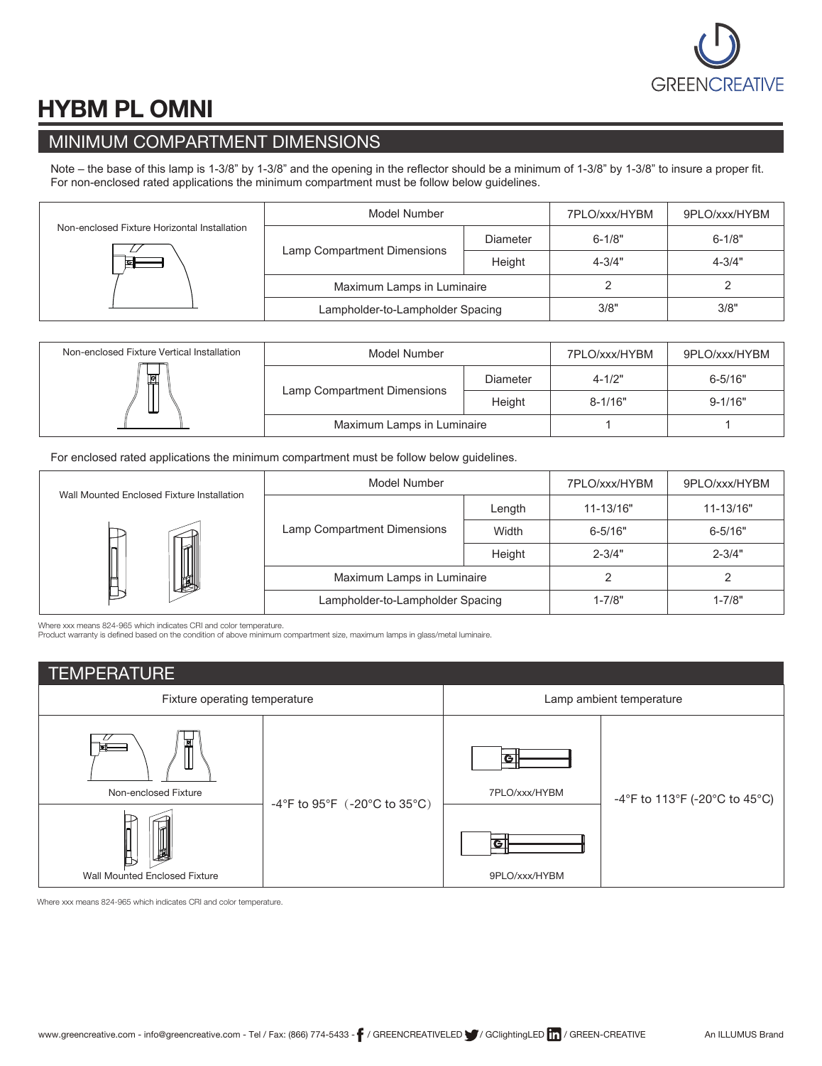# HYBM PL OMNI

## MINIMUM COMPARTMENT DIMENSIONS

Note – the base of this lamp is 1-3/8" by 1-3/8" and the opening in the reflector should be a minimum of 1-3/8" by 1-3/8" to insure a proper fit. For non-enclosed rated applications the minimum compartment must be follow below guidelines.

| Non-enclosed Fixture Horizontal Installation | Model Number | | 7PLO/xxx/HYBM | 9PLO/xxx/HYBM |
|---|---|---|---|---|
| | Lamp Compartment Dimensions | Diameter | 6-1/8" | 6-1/8" |
| | | Height | 4-3/4" | 4-3/4" |
| | Maximum Lamps in Luminaire | | 2 | 2 |
| | Lampholder-to-Lampholder Spacing | | 3/8" | 3/8" |

| Non-enclosed Fixture Vertical Installation | Model Number | | 7PLO/xxx/HYBM | 9PLO/xxx/HYBM |
|---|---|---|---|---|
| | Lamp Compartment Dimensions | Diameter | 4-1/2" | 6-5/16" |
| | | Height | 8-1/16" | 9-1/16" |
| | Maximum Lamps in Luminaire | | 1 | 1 |

For enclosed rated applications the minimum compartment must be follow below guidelines.

| Wall Mounted Enclosed Fixture Installation | Model Number | | 7PLO/xxx/HYBM | 9PLO/xxx/HYBM |
|---|---|---|---|---|
| | Lamp Compartment Dimensions | Length | 11-13/16" | 11-13/16" |
| | | Width | 6-5/16" | 6-5/16" |
| | | Height | 2-3/4" | 2-3/4" |
| | Maximum Lamps in Luminaire | | 2 | 2 |
| | Lampholder-to-Lampholder Spacing | | 1-7/8" | 1-7/8" |

Where xxx means 824-965 which indicates CRI and color temperature.
Product warranty is defined based on the condition of above minimum compartment size, maximum lamps in glass/metal luminaire.

## TEMPERATURE

| Fixture operating temperature | | Lamp ambient temperature | |
|---|---|---|---|
| Non-enclosed Fixture | -4°F to 95°F（-20°C to 35°C） | 7PLO/xxx/HYBM | -4°F to 113°F (-20°C to 45°C) |
| Wall Mounted Enclosed Fixture | | 9PLO/xxx/HYBM | |

Where xxx means 824-965 which indicates CRI and color temperature.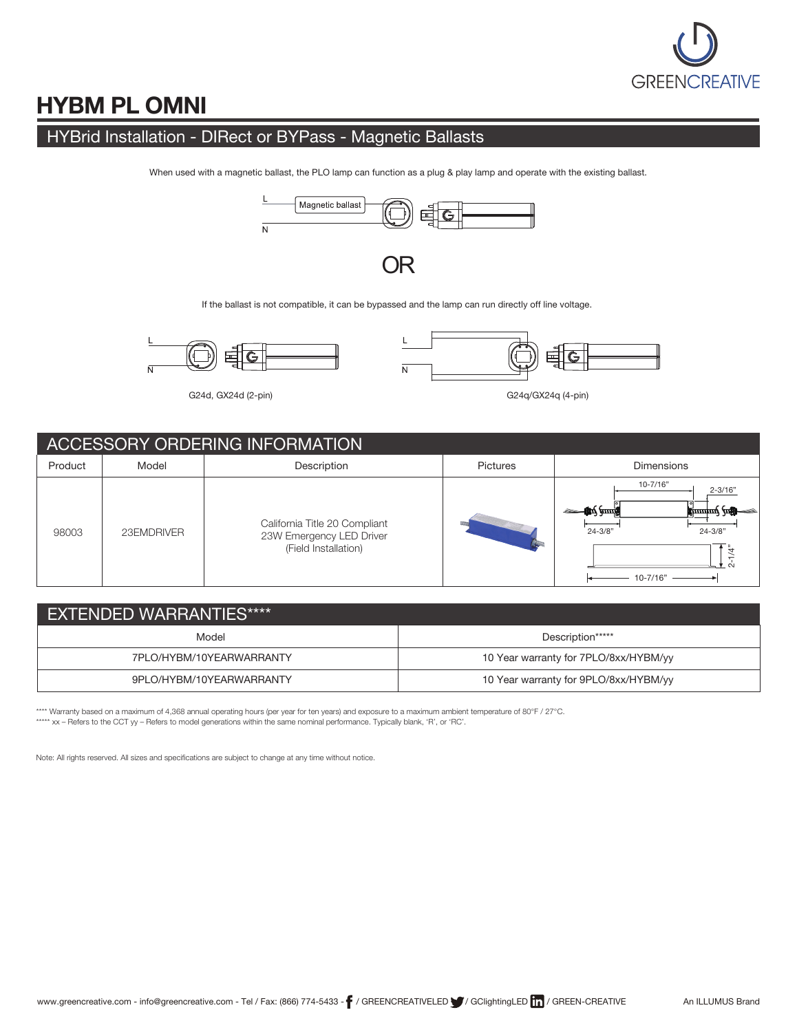# HYBM PL OMNI

## HYBrid Installation - DIRect or BYPass - Magnetic Ballasts

When used with a magnetic ballast, the PLO lamp can function as a plug & play lamp and operate with the existing ballast.

L

Magnetic ballast

N

OR

If the ballast is not compatible, it can be bypassed and the lamp can run directly off line voltage.

L

N

G24d, GX24d (2-pin)

L

N

G24q/GX24q (4-pin)

## ACCESSORY ORDERING INFORMATION

| Product | Model | Description | Pictures | Dimensions |
|---|---|---|---|---|
| 98003 | 23EMDRIVER | California Title 20 Compliant 23W Emergency LED Driver (Field Installation) | | 10-7/16" 2-3/16" 24-3/8" 24-3/8" 2-1/4" 10-7/16" |

## EXTENDED WARRANTIES****

| Model | Description***** |
|---|---|
| 7PLO/HYBM/10YEARWARRANTY | 10 Year warranty for 7PLO/8xx/HYBM/yy |
| 9PLO/HYBM/10YEARWARRANTY | 10 Year warranty for 9PLO/8xx/HYBM/yy |

**** Warranty based on a maximum of 4,368 annual operating hours (per year for ten years) and exposure to a maximum ambient temperature of 80°F / 27°C.
***** xx – Refers to the CCT yy – Refers to model generations within the same nominal performance. Typically blank, 'R', or 'RC'.

Note: All rights reserved. All sizes and specifications are subject to change at any time without notice.

www.greencreative.com - info@greencreative.com - Tel / Fax: (866) 774-5433 - / GREENCREATIVELED / GClightingLED / GREEN-CREATIVE    An ILLUMUS Brand